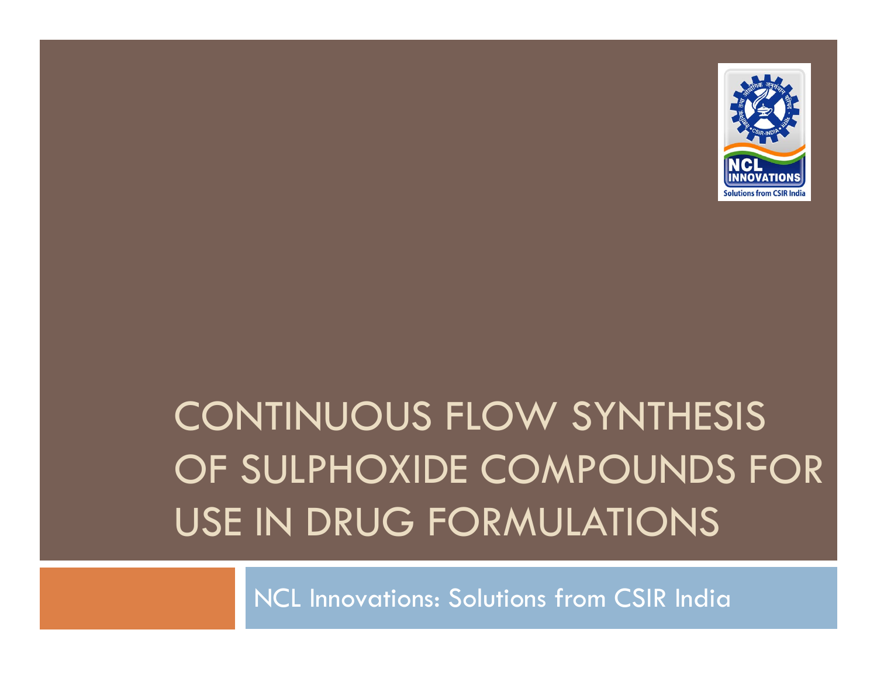# CONTINUOUS FLOW SYNTHESIS OF SULPHOXIDE COMPOUNDS FOR USE IN DRUG FORMULATIONS

NCL Innovations: Solutions from CSIR India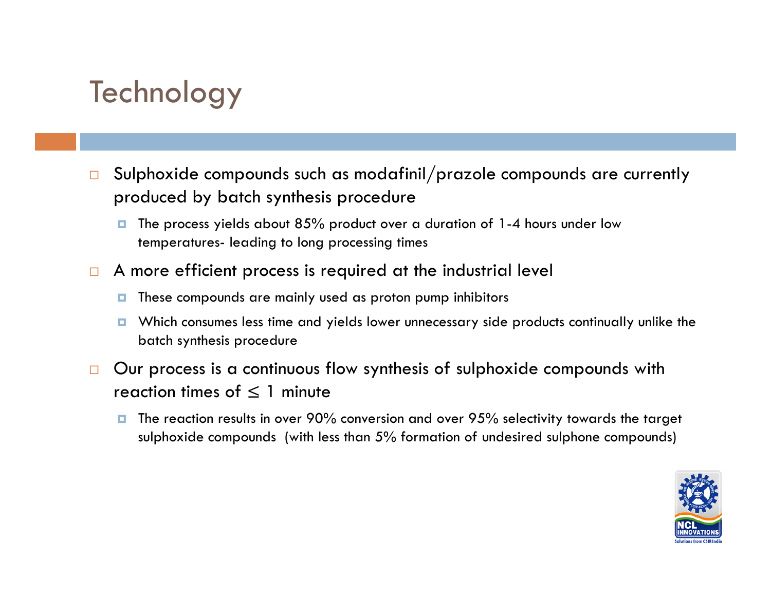# Technology

- Sulphoxide compounds such as modafinil/prazole compounds are currently produced by batch synthesis procedure
  - The process yields about 85% product over a duration of 1-4 hours under low temperatures- leading to long processing times
- A more efficient process is required at the industrial level
  - These compounds are mainly used as proton pump inhibitors
  - Which consumes less time and yields lower unnecessary side products continually unlike the batch synthesis procedure
- Our process is a continuous flow synthesis of sulphoxide compounds with reaction times of $\leq$ 1 minute
  - The reaction results in over 90% conversion and over 95% selectivity towards the target sulphoxide compounds (with less than 5% formation of undesired sulphone compounds)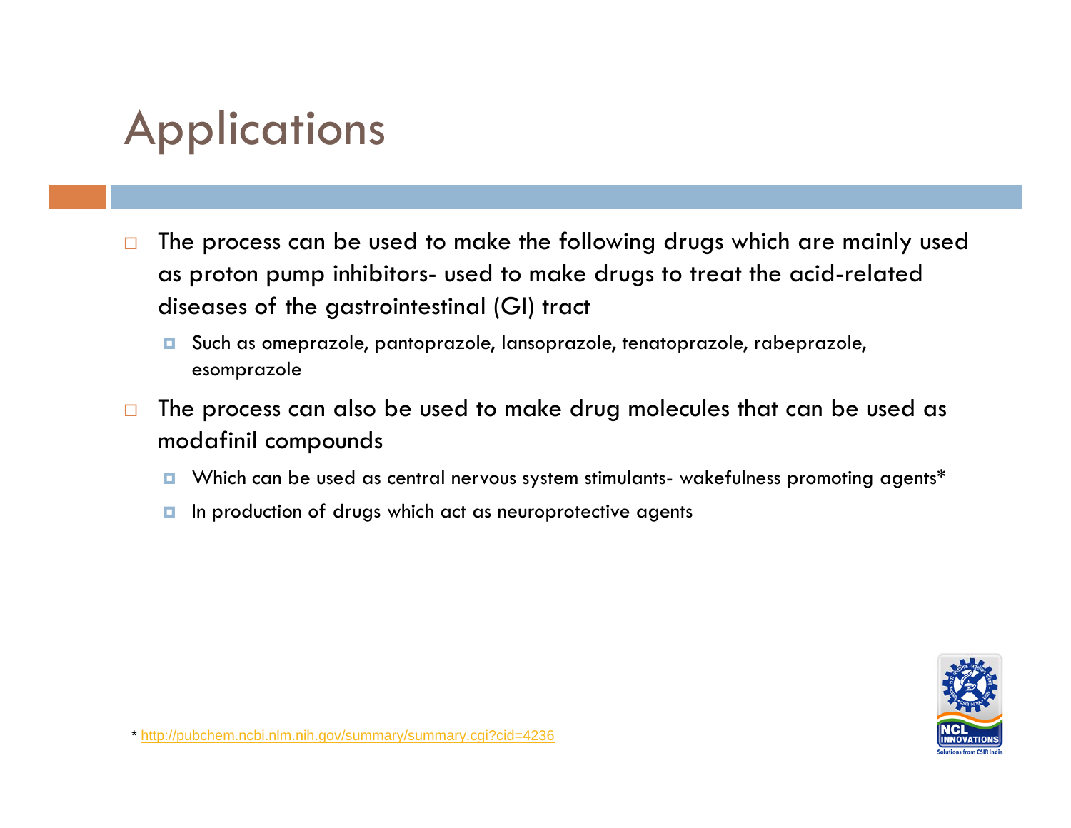# Applications

- The process can be used to make the following drugs which are mainly used as proton pump inhibitors- used to make drugs to treat the acid-related diseases of the gastrointestinal (GI) tract
  - Such as omeprazole, pantoprazole, lansoprazole, tenatoprazole, rabeprazole, esomprazole
- The process can also be used to make drug molecules that can be used as modafinil compounds
  - Which can be used as central nervous system stimulants- wakefulness promoting agents*
  - In production of drugs which act as neuroprotective agents

* http://pubchem.ncbi.nlm.nih.gov/summary/summary.cgi?cid=4236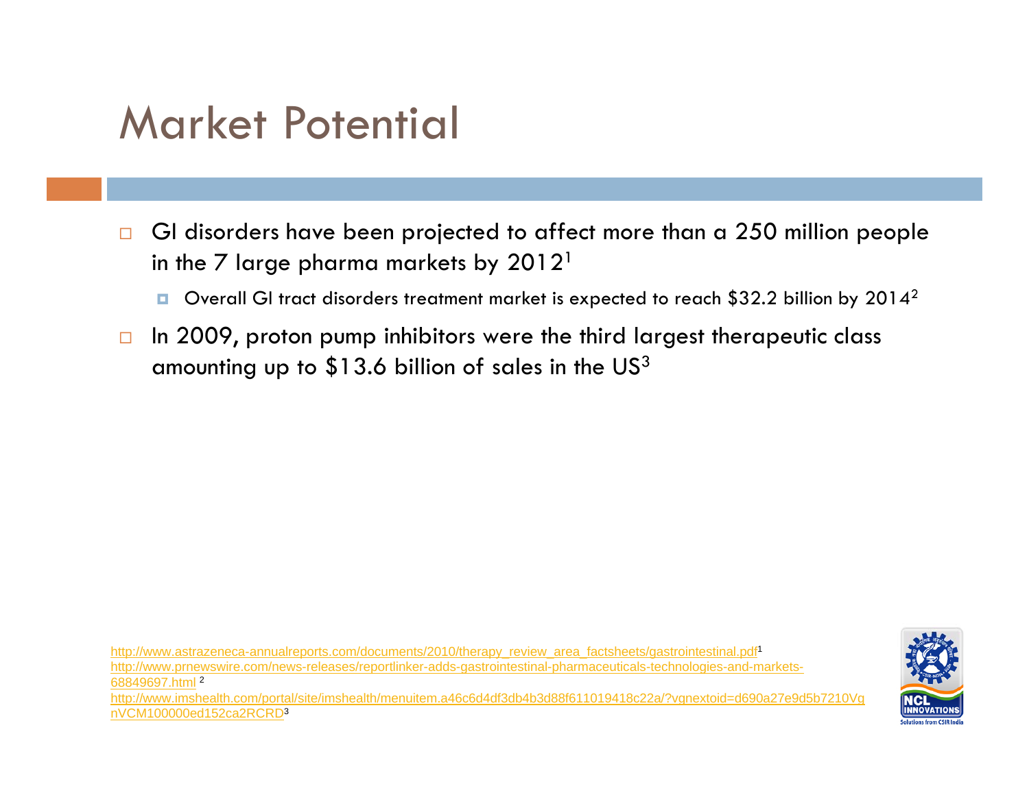# Market Potential

- GI disorders have been projected to affect more than a 250 million people in the 7 large pharma markets by 2012[1]
  - Overall GI tract disorders treatment market is expected to reach $32.2 billion by 2014[2]
- In 2009, proton pump inhibitors were the third largest therapeutic class amounting up to $13.6 billion of sales in the US[3]

http://www.astrazeneca-annualreports.com/documents/2010/therapy_review_area_factsheets/gastrointestinal.pdf[1]
http://www.prnewswire.com/news-releases/reportlinker-adds-gastrointestinal-pharmaceuticals-technologies-and-markets-68849697.html [2]
http://www.imshealth.com/portal/site/imshealth/menuitem.a46c6d4df3db4b3d88f611019418c22a/?vgnextoid=d690a27e9d5b7210VgnVCM100000ed152ca2RCRD[3]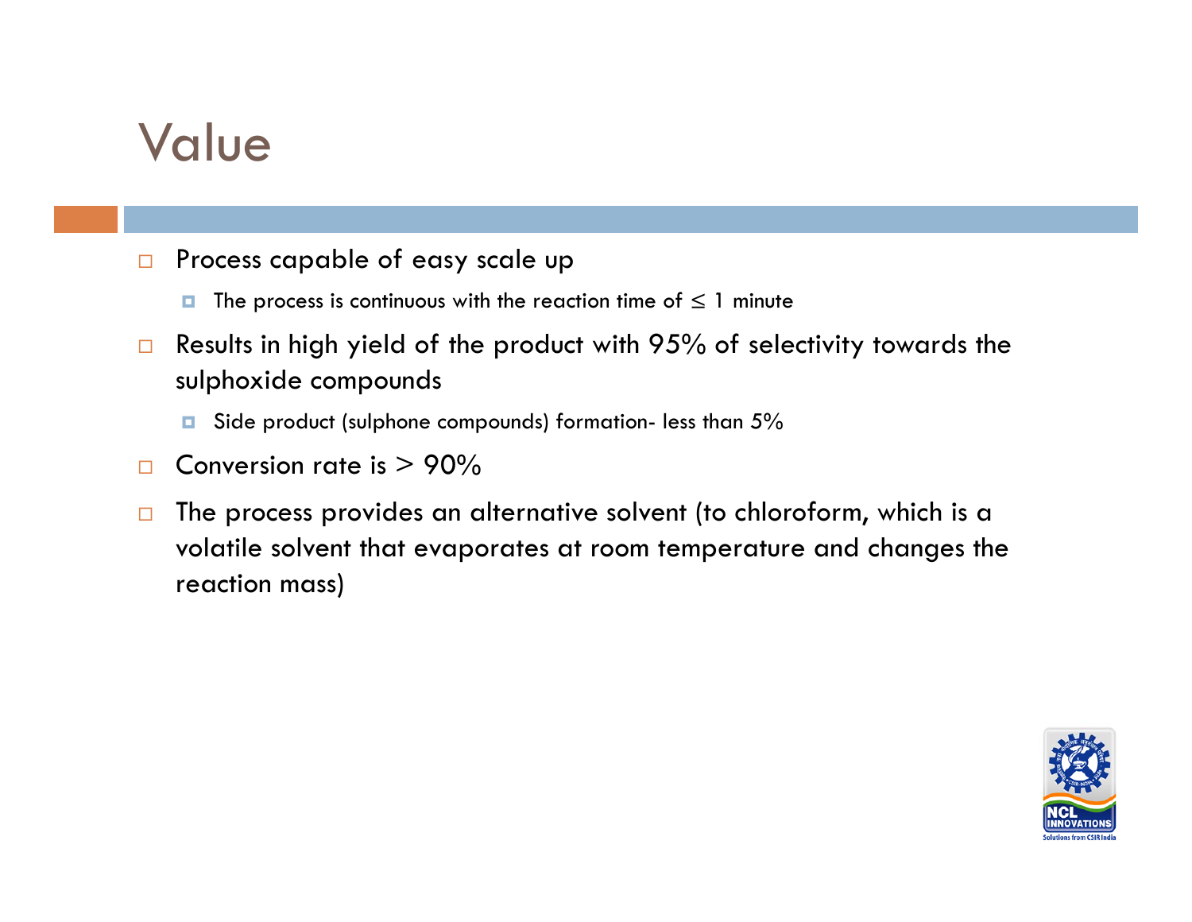# Value

- Process capable of easy scale up
  - The process is continuous with the reaction time of $\leq 1$ minute
- Results in high yield of the product with 95% of selectivity towards the sulphoxide compounds
  - Side product (sulphone compounds) formation- less than 5%
- Conversion rate is > 90%
- The process provides an alternative solvent (to chloroform, which is a volatile solvent that evaporates at room temperature and changes the reaction mass)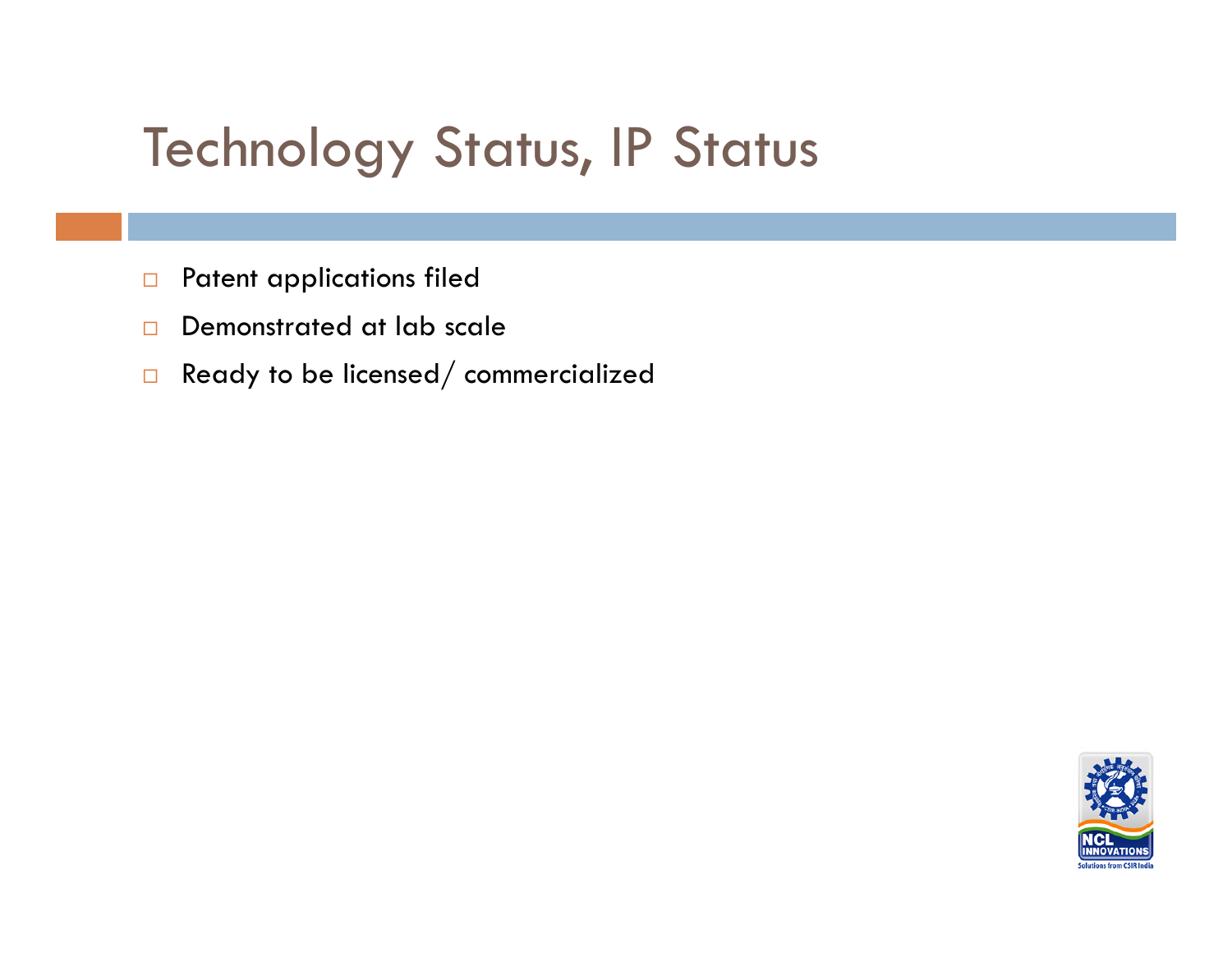# Technology Status, IP Status

- Patent applications filed
- Demonstrated at lab scale
- Ready to be licensed/ commercialized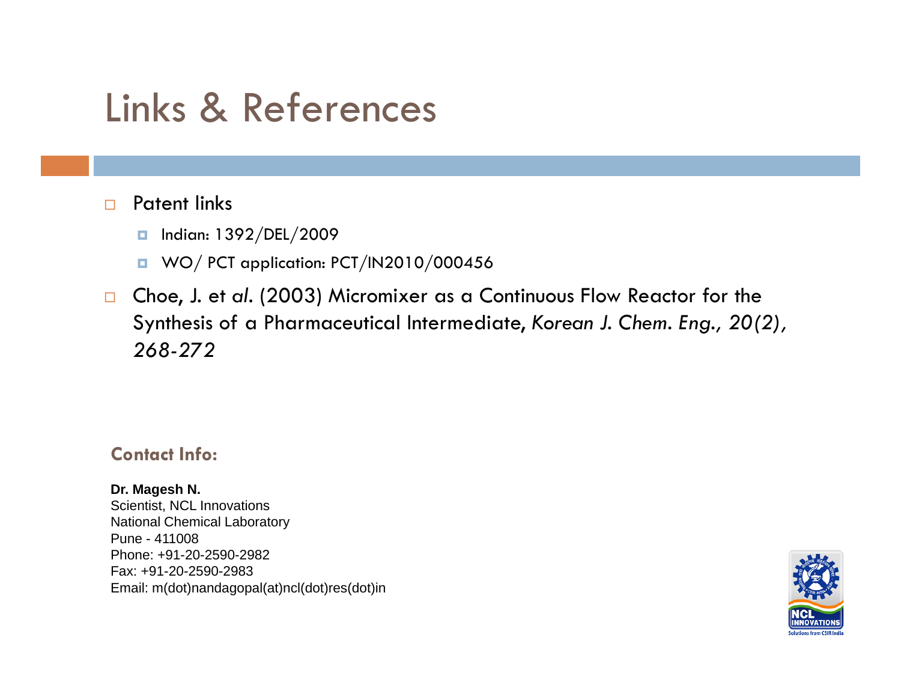# Links & References

- Patent links
  - Indian: 1392/DEL/2009
  - WO/ PCT application: PCT/IN2010/000456
- Choe, J. et *al*. (2003) Micromixer as a Continuous Flow Reactor for the Synthesis of a Pharmaceutical Intermediate, *Korean J. Chem. Eng., 20(2), 268-272*

## Contact Info:

**Dr. Magesh N.**
Scientist, NCL Innovations
National Chemical Laboratory
Pune - 411008
Phone: +91-20-2590-2982
Fax: +91-20-2590-2983
Email: m(dot)nandagopal(at)ncl(dot)res(dot)in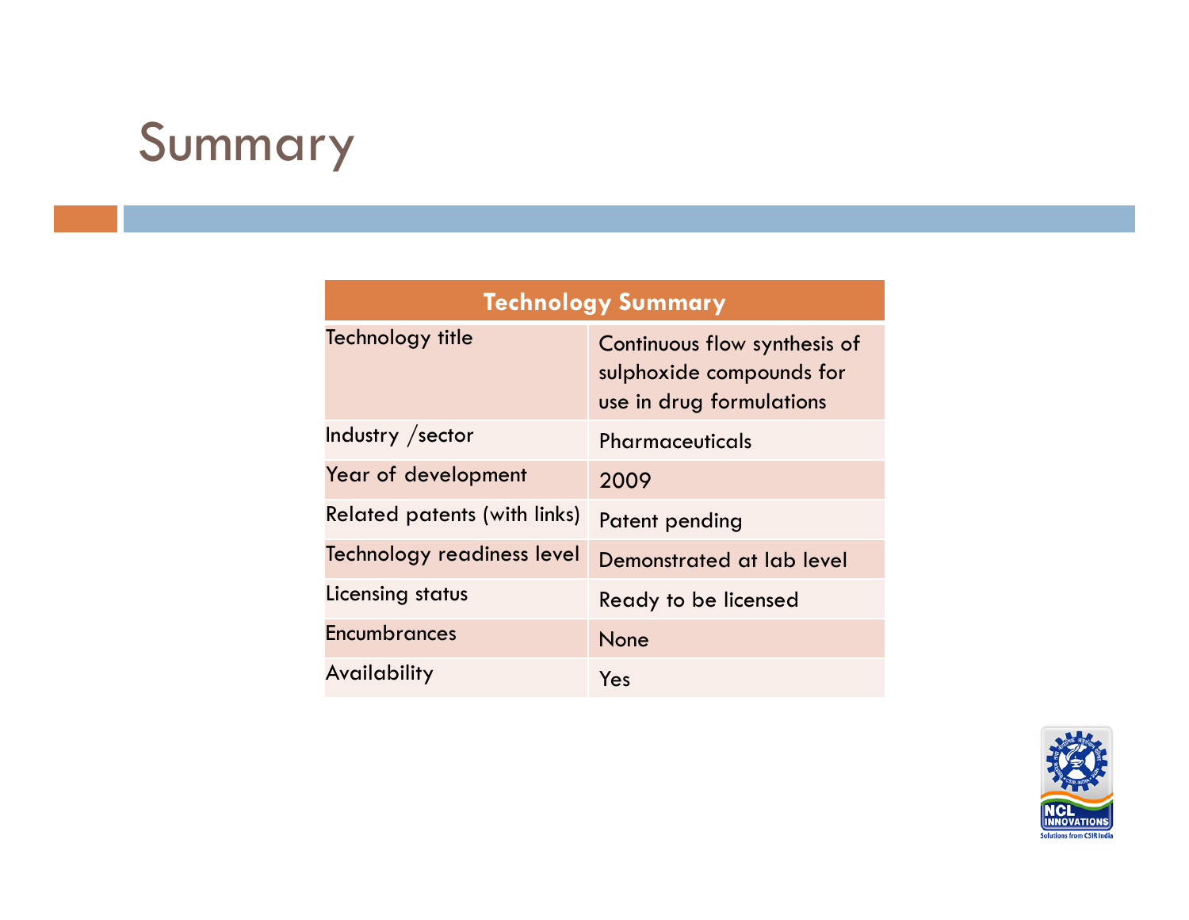# Summary

| Technology Summary | |
|---|---|
| Technology title | Continuous flow synthesis of sulphoxide compounds for use in drug formulations |
| Industry /sector | Pharmaceuticals |
| Year of development | 2009 |
| Related patents (with links) | Patent pending |
| Technology readiness level | Demonstrated at lab level |
| Licensing status | Ready to be licensed |
| Encumbrances | None |
| Availability | Yes |